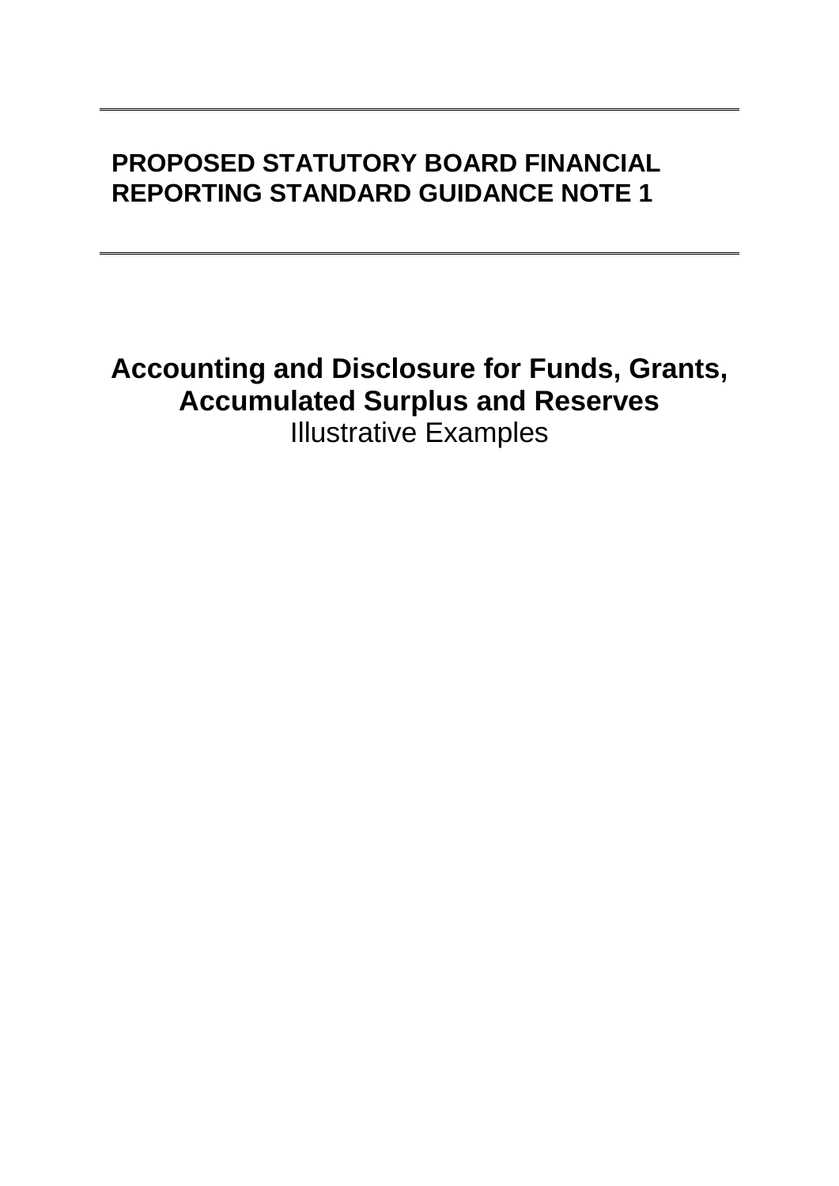# PROPOSED STATUTORY BOARD FINANCIAL REPORTING STANDARD GUIDANCE NOTE 1

## Accounting and Disclosure for Funds, Grants, Accumulated Surplus and Reserves

Illustrative Examples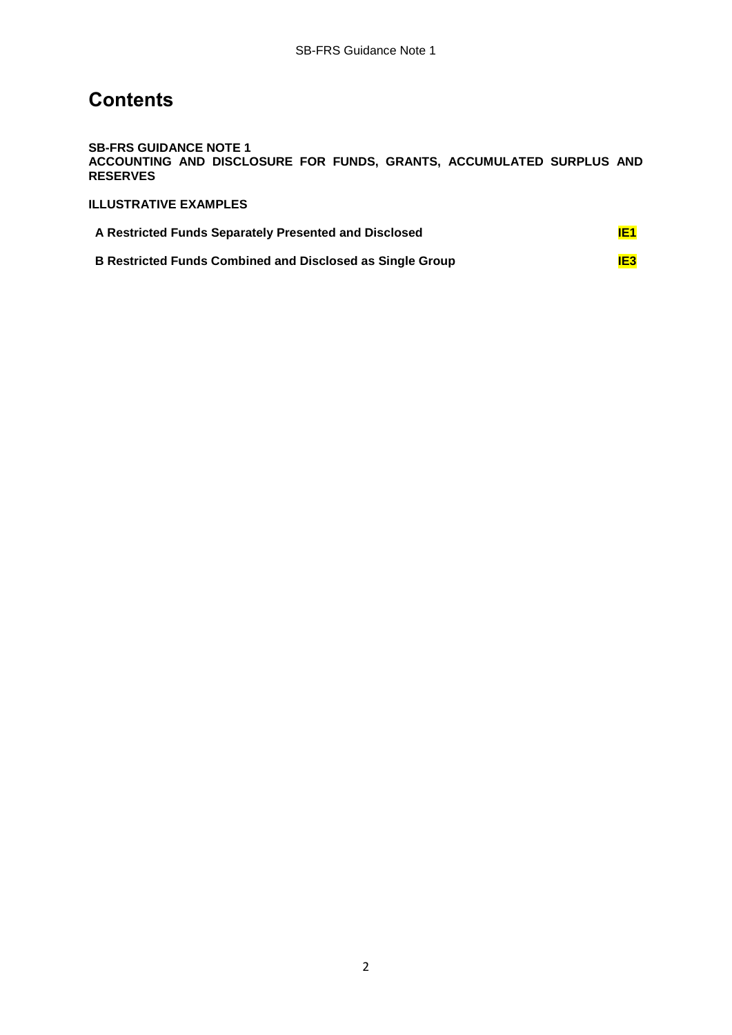# Contents

**SB-FRS GUIDANCE NOTE 1**
**ACCOUNTING AND DISCLOSURE FOR FUNDS, GRANTS, ACCUMULATED SURPLUS AND RESERVES**

**ILLUSTRATIVE EXAMPLES**

| | |
|---|---|
| **A Restricted Funds Separately Presented and Disclosed** | **IE1** |
| **B Restricted Funds Combined and Disclosed as Single Group** | **IE3** |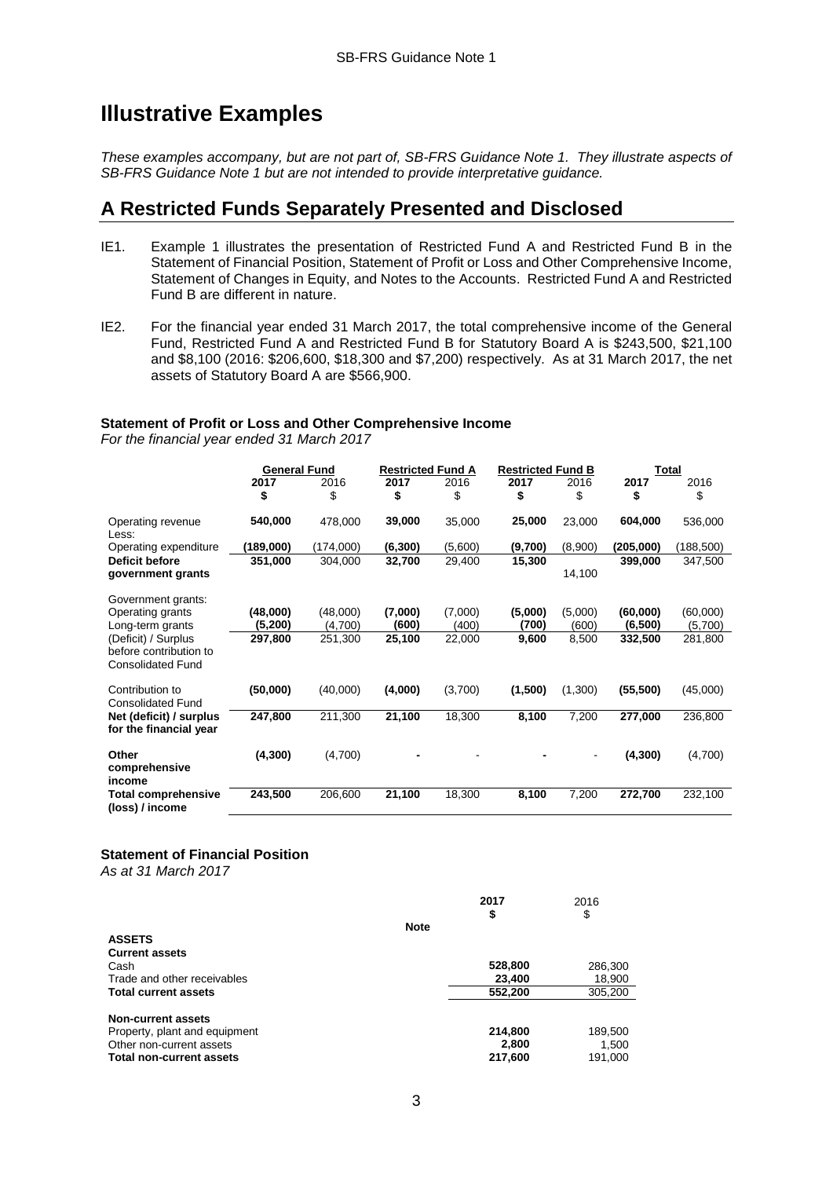# Illustrative Examples

*These examples accompany, but are not part of, SB-FRS Guidance Note 1. They illustrate aspects of SB-FRS Guidance Note 1 but are not intended to provide interpretative guidance.*

## A Restricted Funds Separately Presented and Disclosed

IE1. Example 1 illustrates the presentation of Restricted Fund A and Restricted Fund B in the Statement of Financial Position, Statement of Profit or Loss and Other Comprehensive Income, Statement of Changes in Equity, and Notes to the Accounts. Restricted Fund A and Restricted Fund B are different in nature.

IE2. For the financial year ended 31 March 2017, the total comprehensive income of the General Fund, Restricted Fund A and Restricted Fund B for Statutory Board A is $243,500, $21,100 and $8,100 (2016: $206,600, $18,300 and $7,200) respectively. As at 31 March 2017, the net assets of Statutory Board A are $566,900.

**Statement of Profit or Loss and Other Comprehensive Income**
*For the financial year ended 31 March 2017*

| | General Fund | | Restricted Fund A | | Restricted Fund B | | Total | |
|---|---|---|---|---|---|---|---|---|
| | **2017** | 2016 | **2017** | 2016 | **2017** | 2016 | **2017** | 2016 |
| | **$** | $ | **$** | $ | **$** | $ | **$** | $ |
| Operating revenue | **540,000** | 478,000 | **39,000** | 35,000 | **25,000** | 23,000 | **604,000** | 536,000 |
| Less: Operating expenditure | **(189,000)** | (174,000) | **(6,300)** | (5,600) | **(9,700)** | (8,900) | **(205,000)** | (188,500) |
| **Deficit before government grants** | **351,000** | 304,000 | **32,700** | 29,400 | **15,300** | 14,100 | **399,000** | 347,500 |
| Government grants: | | | | | | | | |
| Operating grants | **(48,000)** | (48,000) | **(7,000)** | (7,000) | **(5,000)** | (5,000) | **(60,000)** | (60,000) |
| Long-term grants | **(5,200)** | (4,700) | **(600)** | (400) | **(700)** | (600) | **(6,500)** | (5,700) |
| (Deficit) / Surplus before contribution to Consolidated Fund | **297,800** | 251,300 | **25,100** | 22,000 | **9,600** | 8,500 | **332,500** | 281,800 |
| Contribution to Consolidated Fund | **(50,000)** | (40,000) | **(4,000)** | (3,700) | **(1,500)** | (1,300) | **(55,500)** | (45,000) |
| **Net (deficit) / surplus for the financial year** | **247,800** | 211,300 | **21,100** | 18,300 | **8,100** | 7,200 | **277,000** | 236,800 |
| **Other comprehensive income** | **(4,300)** | (4,700) | **-** | - | **-** | - | **(4,300)** | (4,700) |
| **Total comprehensive (loss) / income** | **243,500** | 206,600 | **21,100** | 18,300 | **8,100** | 7,200 | **272,700** | 232,100 |

**Statement of Financial Position**
*As at 31 March 2017*

| | Note | **2017** | 2016 |
|---|---|---|---|
| | | **$** | $ |
| **ASSETS** | | | |
| **Current assets** | | | |
| Cash | | **528,800** | 286,300 |
| Trade and other receivables | | **23,400** | 18,900 |
| **Total current assets** | | **552,200** | 305,200 |
| **Non-current assets** | | | |
| Property, plant and equipment | | **214,800** | 189,500 |
| Other non-current assets | | **2,800** | 1,500 |
| **Total non-current assets** | | **217,600** | 191,000 |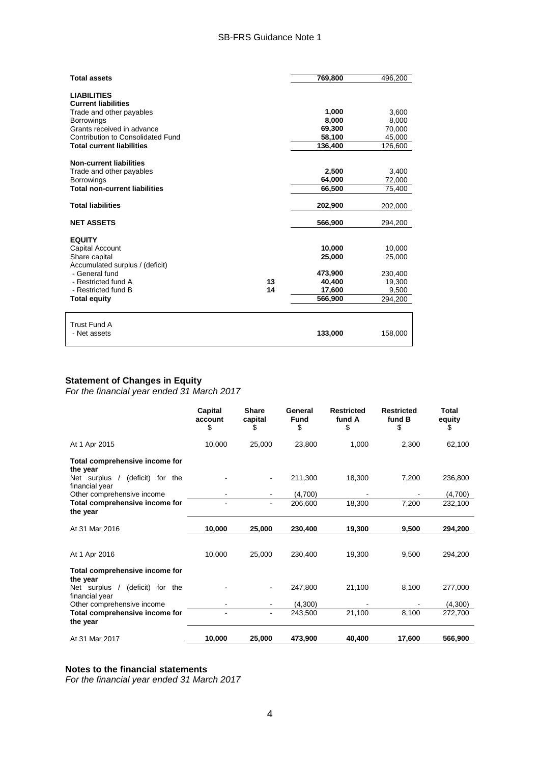| | Note | 2017 | 2016 |
|---|---|---|---|
| **Total assets** | | **769,800** | 496,200 |
| | | | |
| **LIABILITIES** | | | |
| **Current liabilities** | | | |
| Trade and other payables | | **1,000** | 3,600 |
| Borrowings | | **8,000** | 8,000 |
| Grants received in advance | | **69,300** | 70,000 |
| Contribution to Consolidated Fund | | **58,100** | 45,000 |
| **Total current liabilities** | | **136,400** | 126,600 |
| | | | |
| **Non-current liabilities** | | | |
| Trade and other payables | | **2,500** | 3,400 |
| Borrowings | | **64,000** | 72,000 |
| **Total non-current liabilities** | | **66,500** | 75,400 |
| | | | |
| **Total liabilities** | | **202,900** | 202,000 |
| | | | |
| **NET ASSETS** | | **566,900** | 294,200 |
| | | | |
| **EQUITY** | | | |
| Capital Account | | **10,000** | 10,000 |
| Share capital | | **25,000** | 25,000 |
| Accumulated surplus / (deficit) | | | |
| - General fund | | **473,900** | 230,400 |
| - Restricted fund A | 13 | **40,400** | 19,300 |
| - Restricted fund B | 14 | **17,600** | 9,500 |
| **Total equity** | | **566,900** | 294,200 |
| | | | |
| Trust Fund A | | | |
| - Net assets | | **133,000** | 158,000 |

### Statement of Changes in Equity

*For the financial year ended 31 March 2017*

| | Capital account $ | Share capital $ | General Fund $ | Restricted fund A $ | Restricted fund B $ | Total equity $ |
|---|---|---|---|---|---|---|
| At 1 Apr 2015 | 10,000 | 25,000 | 23,800 | 1,000 | 2,300 | 62,100 |
| **Total comprehensive income for the year** | | | | | | |
| Net surplus / (deficit) for the financial year | - | - | 211,300 | 18,300 | 7,200 | 236,800 |
| Other comprehensive income | - | - | (4,700) | - | - | (4,700) |
| **Total comprehensive income for the year** | - | - | 206,600 | 18,300 | 7,200 | 232,100 |
| At 31 Mar 2016 | **10,000** | **25,000** | **230,400** | **19,300** | **9,500** | **294,200** |
| | | | | | | |
| At 1 Apr 2016 | 10,000 | 25,000 | 230,400 | 19,300 | 9,500 | 294,200 |
| **Total comprehensive income for the year** | | | | | | |
| Net surplus / (deficit) for the financial year | - | - | 247,800 | 21,100 | 8,100 | 277,000 |
| Other comprehensive income | - | - | (4,300) | - | - | (4,300) |
| **Total comprehensive income for the year** | - | - | 243,500 | 21,100 | 8,100 | 272,700 |
| At 31 Mar 2017 | **10,000** | **25,000** | **473,900** | **40,400** | **17,600** | **566,900** |

### Notes to the financial statements

*For the financial year ended 31 March 2017*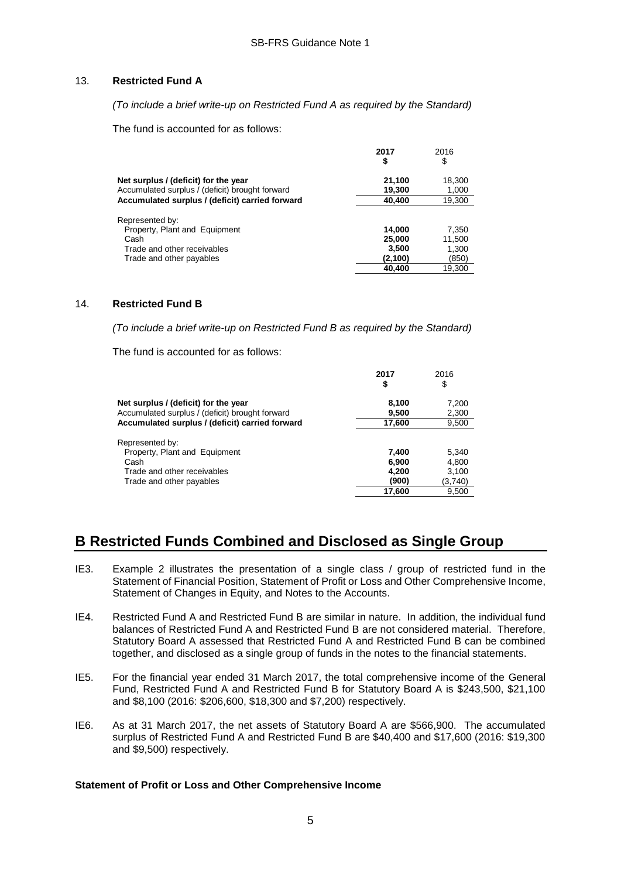13. **Restricted Fund A**

*(To include a brief write-up on Restricted Fund A as required by the Standard)*

The fund is accounted for as follows:

| | **2017** **$** | 2016 $ |
|---|---|---|
| **Net surplus / (deficit) for the year** | **21,100** | 18,300 |
| Accumulated surplus / (deficit) brought forward | **19,300** | 1,000 |
| **Accumulated surplus / (deficit) carried forward** | **40,400** | 19,300 |
| Represented by: | | |
| Property, Plant and Equipment | **14,000** | 7,350 |
| Cash | **25,000** | 11,500 |
| Trade and other receivables | **3,500** | 1,300 |
| Trade and other payables | **(2,100)** | (850) |
| | **40,400** | 19,300 |

14. **Restricted Fund B**

*(To include a brief write-up on Restricted Fund B as required by the Standard)*

The fund is accounted for as follows:

| | **2017** **$** | 2016 $ |
|---|---|---|
| **Net surplus / (deficit) for the year** | **8,100** | 7,200 |
| Accumulated surplus / (deficit) brought forward | **9,500** | 2,300 |
| **Accumulated surplus / (deficit) carried forward** | **17,600** | 9,500 |
| Represented by: | | |
| Property, Plant and Equipment | **7,400** | 5,340 |
| Cash | **6,900** | 4,800 |
| Trade and other receivables | **4,200** | 3,100 |
| Trade and other payables | **(900)** | (3,740) |
| | **17,600** | 9,500 |

# B Restricted Funds Combined and Disclosed as Single Group

IE3. Example 2 illustrates the presentation of a single class / group of restricted fund in the Statement of Financial Position, Statement of Profit or Loss and Other Comprehensive Income, Statement of Changes in Equity, and Notes to the Accounts.

IE4. Restricted Fund A and Restricted Fund B are similar in nature. In addition, the individual fund balances of Restricted Fund A and Restricted Fund B are not considered material. Therefore, Statutory Board A assessed that Restricted Fund A and Restricted Fund B can be combined together, and disclosed as a single group of funds in the notes to the financial statements.

IE5. For the financial year ended 31 March 2017, the total comprehensive income of the General Fund, Restricted Fund A and Restricted Fund B for Statutory Board A is $243,500, $21,100 and $8,100 (2016: $206,600, $18,300 and $7,200) respectively.

IE6. As at 31 March 2017, the net assets of Statutory Board A are $566,900. The accumulated surplus of Restricted Fund A and Restricted Fund B are $40,400 and $17,600 (2016: $19,300 and $9,500) respectively.

**Statement of Profit or Loss and Other Comprehensive Income**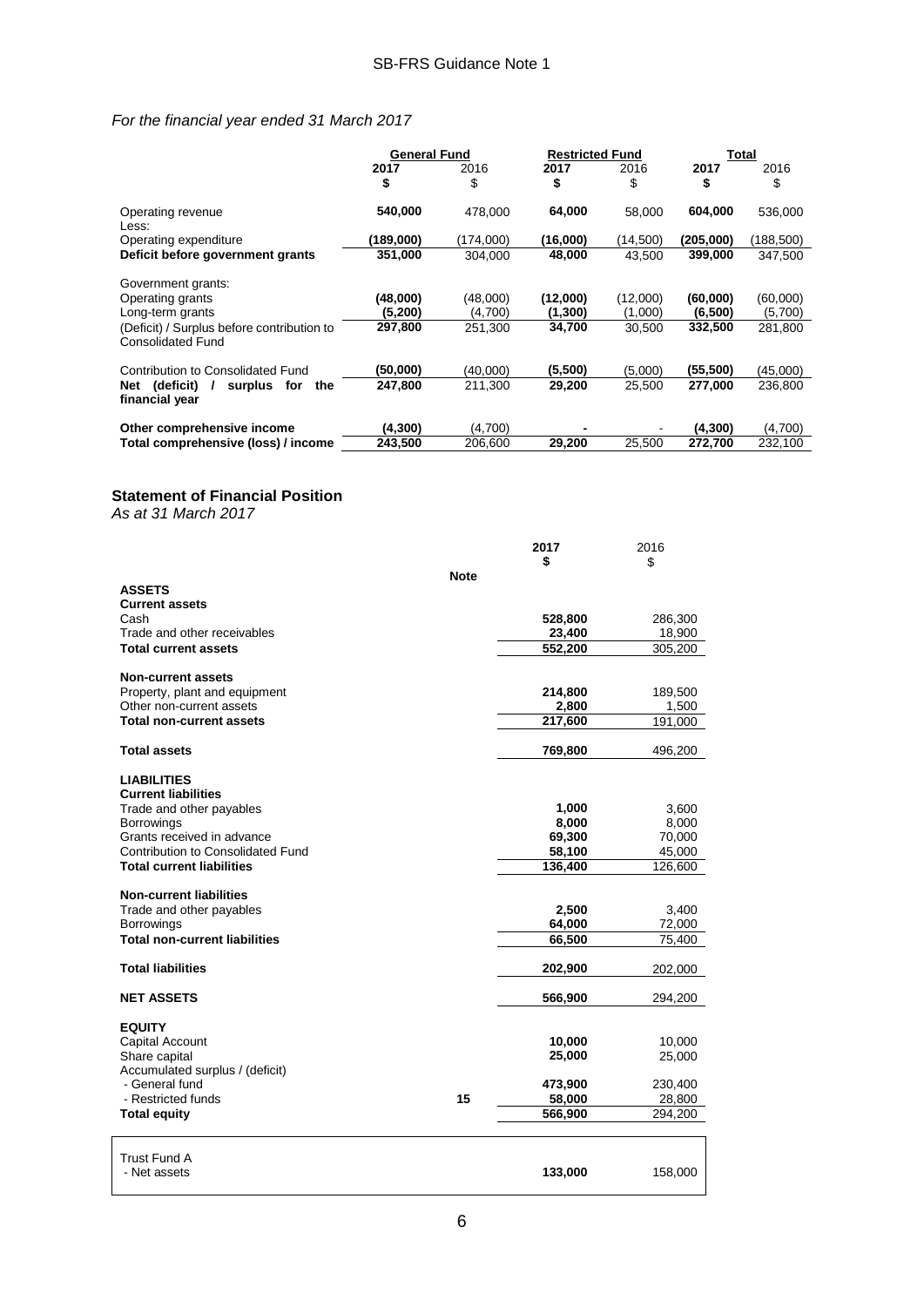*For the financial year ended 31 March 2017*

| | General Fund | | Restricted Fund | | Total | |
|---|---|---|---|---|---|---|
| | **2017** | 2016 | **2017** | 2016 | **2017** | 2016 |
| | **$** | $ | **$** | $ | **$** | $ |
| Operating revenue | **540,000** | 478,000 | **64,000** | 58,000 | **604,000** | 536,000 |
| Less: | | | | | | |
| Operating expenditure | **(189,000)** | (174,000) | **(16,000)** | (14,500) | **(205,000)** | (188,500) |
| **Deficit before government grants** | **351,000** | 304,000 | **48,000** | 43,500 | **399,000** | 347,500 |
| Government grants: | | | | | | |
| Operating grants | **(48,000)** | (48,000) | **(12,000)** | (12,000) | **(60,000)** | (60,000) |
| Long-term grants | **(5,200)** | (4,700) | **(1,300)** | (1,000) | **(6,500)** | (5,700) |
| (Deficit) / Surplus before contribution to Consolidated Fund | **297,800** | 251,300 | **34,700** | 30,500 | **332,500** | 281,800 |
| Contribution to Consolidated Fund | **(50,000)** | (40,000) | **(5,500)** | (5,000) | **(55,500)** | (45,000) |
| **Net (deficit) / surplus for the financial year** | **247,800** | 211,300 | **29,200** | 25,500 | **277,000** | 236,800 |
| **Other comprehensive income** | **(4,300)** | (4,700) | **-** | - | **(4,300)** | (4,700) |
| **Total comprehensive (loss) / income** | **243,500** | 206,600 | **29,200** | 25,500 | **272,700** | 232,100 |

## Statement of Financial Position

*As at 31 March 2017*

| | Note | 2017 | 2016 |
|---|---|---|---|
| | | **$** | $ |
| **ASSETS** | | | |
| **Current assets** | | | |
| Cash | | **528,800** | 286,300 |
| Trade and other receivables | | **23,400** | 18,900 |
| **Total current assets** | | **552,200** | 305,200 |
| **Non-current assets** | | | |
| Property, plant and equipment | | **214,800** | 189,500 |
| Other non-current assets | | **2,800** | 1,500 |
| **Total non-current assets** | | **217,600** | 191,000 |
| **Total assets** | | **769,800** | 496,200 |
| **LIABILITIES** | | | |
| **Current liabilities** | | | |
| Trade and other payables | | **1,000** | 3,600 |
| Borrowings | | **8,000** | 8,000 |
| Grants received in advance | | **69,300** | 70,000 |
| Contribution to Consolidated Fund | | **58,100** | 45,000 |
| **Total current liabilities** | | **136,400** | 126,600 |
| **Non-current liabilities** | | | |
| Trade and other payables | | **2,500** | 3,400 |
| Borrowings | | **64,000** | 72,000 |
| **Total non-current liabilities** | | **66,500** | 75,400 |
| **Total liabilities** | | **202,900** | 202,000 |
| **NET ASSETS** | | **566,900** | 294,200 |
| **EQUITY** | | | |
| Capital Account | | **10,000** | 10,000 |
| Share capital | | **25,000** | 25,000 |
| Accumulated surplus / (deficit) | | | |
| - General fund | | **473,900** | 230,400 |
| - Restricted funds | **15** | **58,000** | 28,800 |
| **Total equity** | | **566,900** | 294,200 |

| | | 2017 | 2016 |
|---|---|---|---|
| Trust Fund A | | | |
| - Net assets | | **133,000** | 158,000 |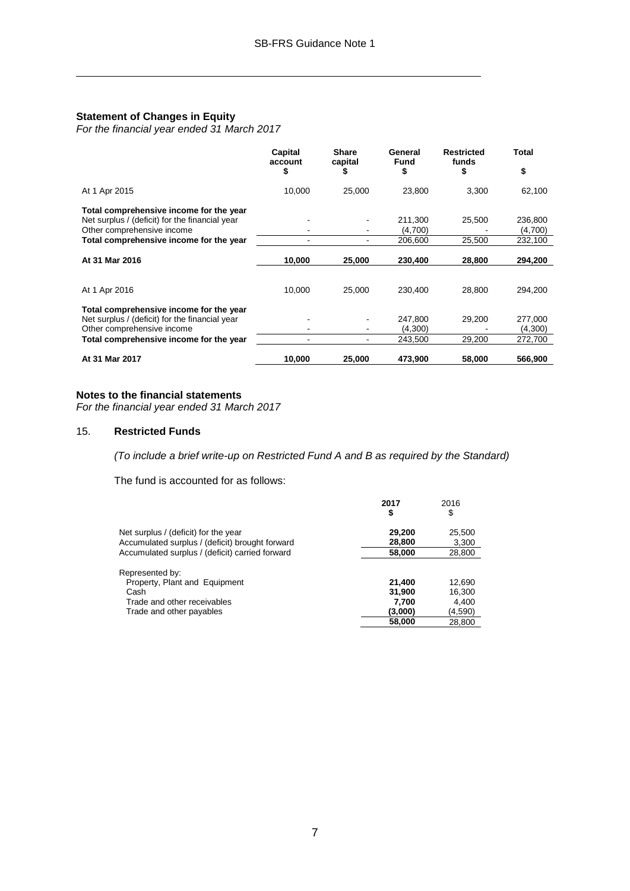**Statement of Changes in Equity**

*For the financial year ended 31 March 2017*

| | Capital account $ | Share capital $ | General Fund $ | Restricted funds $ | Total $ |
|---|---|---|---|---|---|
| At 1 Apr 2015 | 10,000 | 25,000 | 23,800 | 3,300 | 62,100 |
| **Total comprehensive income for the year** | | | | | |
| Net surplus / (deficit) for the financial year | - | - | 211,300 | 25,500 | 236,800 |
| Other comprehensive income | - | - | (4,700) | - | (4,700) |
| **Total comprehensive income for the year** | - | - | 206,600 | 25,500 | 232,100 |
| **At 31 Mar 2016** | **10,000** | **25,000** | **230,400** | **28,800** | **294,200** |
| At 1 Apr 2016 | 10,000 | 25,000 | 230,400 | 28,800 | 294,200 |
| **Total comprehensive income for the year** | | | | | |
| Net surplus / (deficit) for the financial year | - | - | 247,800 | 29,200 | 277,000 |
| Other comprehensive income | - | - | (4,300) | - | (4,300) |
| **Total comprehensive income for the year** | - | - | 243,500 | 29,200 | 272,700 |
| **At 31 Mar 2017** | **10,000** | **25,000** | **473,900** | **58,000** | **566,900** |

**Notes to the financial statements**

*For the financial year ended 31 March 2017*

## 15. Restricted Funds

*(To include a brief write-up on Restricted Fund A and B as required by the Standard)*

The fund is accounted for as follows:

| | **2017** **$** | 2016 $ |
|---|---|---|
| Net surplus / (deficit) for the year | **29,200** | 25,500 |
| Accumulated surplus / (deficit) brought forward | **28,800** | 3,300 |
| Accumulated surplus / (deficit) carried forward | **58,000** | 28,800 |
| Represented by: | | |
| Property, Plant and Equipment | **21,400** | 12,690 |
| Cash | **31,900** | 16,300 |
| Trade and other receivables | **7,700** | 4,400 |
| Trade and other payables | **(3,000)** | (4,590) |
| | **58,000** | 28,800 |